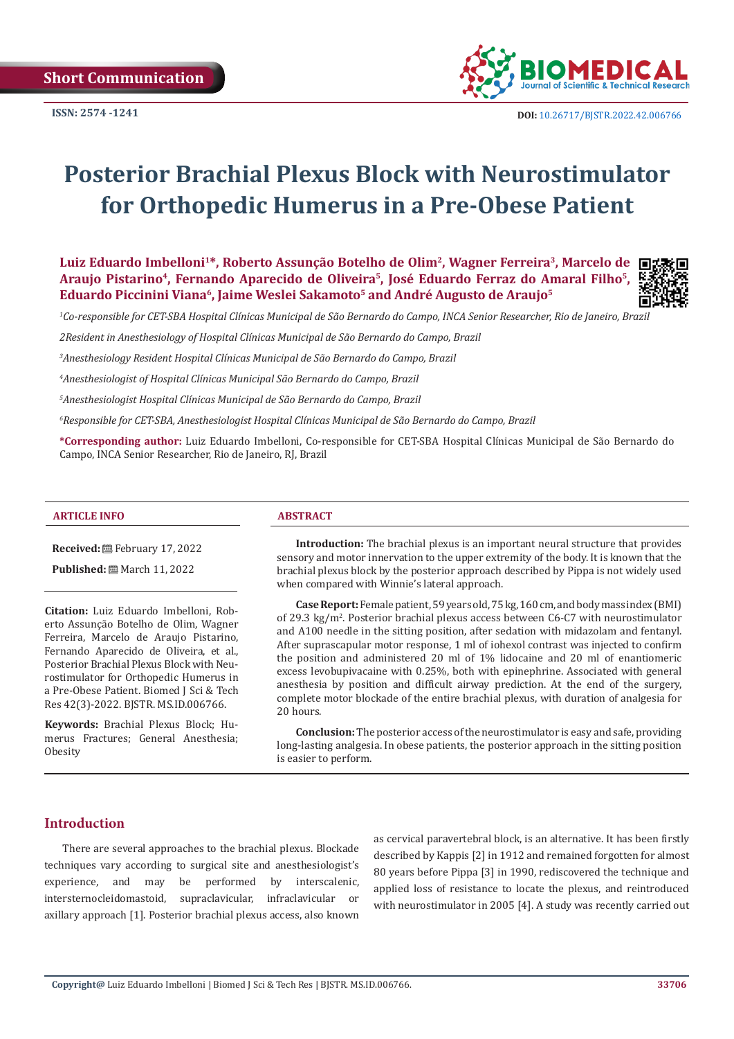Short Communication

ISSN: 2574 -1241

DOI: 10.26717/BJSTR.2022.42.006766

# Posterior Brachial Plexus Block with Neurostimulator for Orthopedic Humerus in a Pre-Obese Patient

**Luiz Eduardo Imbelloni[1]*, Roberto Assunção Botelho de Olim[2], Wagner Ferreira[3], Marcelo de Araujo Pistarino[4], Fernando Aparecido de Oliveira[5], José Eduardo Ferraz do Amaral Filho[5], Eduardo Piccinini Viana[6], Jaime Weslei Sakamoto[5] and André Augusto de Araujo[5]**

*[1]Co-responsible for CET-SBA Hospital Clínicas Municipal de São Bernardo do Campo, INCA Senior Researcher, Rio de Janeiro, Brazil*

*2Resident in Anesthesiology of Hospital Clínicas Municipal de São Bernardo do Campo, Brazil*

*[3]Anesthesiology Resident Hospital Clínicas Municipal de São Bernardo do Campo, Brazil*

*[4]Anesthesiologist of Hospital Clínicas Municipal São Bernardo do Campo, Brazil*

*[5]Anesthesiologist Hospital Clínicas Municipal de São Bernardo do Campo, Brazil*

*[6]Responsible for CET-SBA, Anesthesiologist Hospital Clínicas Municipal de São Bernardo do Campo, Brazil*

**\*Corresponding author:** Luiz Eduardo Imbelloni, Co-responsible for CET-SBA Hospital Clínicas Municipal de São Bernardo do Campo, INCA Senior Researcher, Rio de Janeiro, RJ, Brazil

### ARTICLE INFO

**Received:** February 17, 2022

**Published:** March 11, 2022

**Citation:** Luiz Eduardo Imbelloni, Roberto Assunção Botelho de Olim, Wagner Ferreira, Marcelo de Araujo Pistarino, Fernando Aparecido de Oliveira, et al., Posterior Brachial Plexus Block with Neurostimulator for Orthopedic Humerus in a Pre-Obese Patient. Biomed J Sci & Tech Res 42(3)-2022. BJSTR. MS.ID.006766.

**Keywords:** Brachial Plexus Block; Humerus Fractures; General Anesthesia; Obesity

### ABSTRACT

**Introduction:** The brachial plexus is an important neural structure that provides sensory and motor innervation to the upper extremity of the body. It is known that the brachial plexus block by the posterior approach described by Pippa is not widely used when compared with Winnie's lateral approach.

**Case Report:** Female patient, 59 years old, 75 kg, 160 cm, and body mass index (BMI) of 29.3 kg/m$^2$. Posterior brachial plexus access between C6-C7 with neurostimulator and A100 needle in the sitting position, after sedation with midazolam and fentanyl. After suprascapular motor response, 1 ml of iohexol contrast was injected to confirm the position and administered 20 ml of 1% lidocaine and 20 ml of enantiomeric excess levobupivacaine with 0.25%, both with epinephrine. Associated with general anesthesia by position and difficult airway prediction. At the end of the surgery, complete motor blockade of the entire brachial plexus, with duration of analgesia for 20 hours.

**Conclusion:** The posterior access of the neurostimulator is easy and safe, providing long-lasting analgesia. In obese patients, the posterior approach in the sitting position is easier to perform.

## Introduction

There are several approaches to the brachial plexus. Blockade techniques vary according to surgical site and anesthesiologist's experience, and may be performed by interscalenic, intersternocleidomastoid, supraclavicular, infraclavicular or axillary approach [1]. Posterior brachial plexus access, also known as cervical paravertebral block, is an alternative. It has been firstly described by Kappis [2] in 1912 and remained forgotten for almost 80 years before Pippa [3] in 1990, rediscovered the technique and applied loss of resistance to locate the plexus, and reintroduced with neurostimulator in 2005 [4]. A study was recently carried out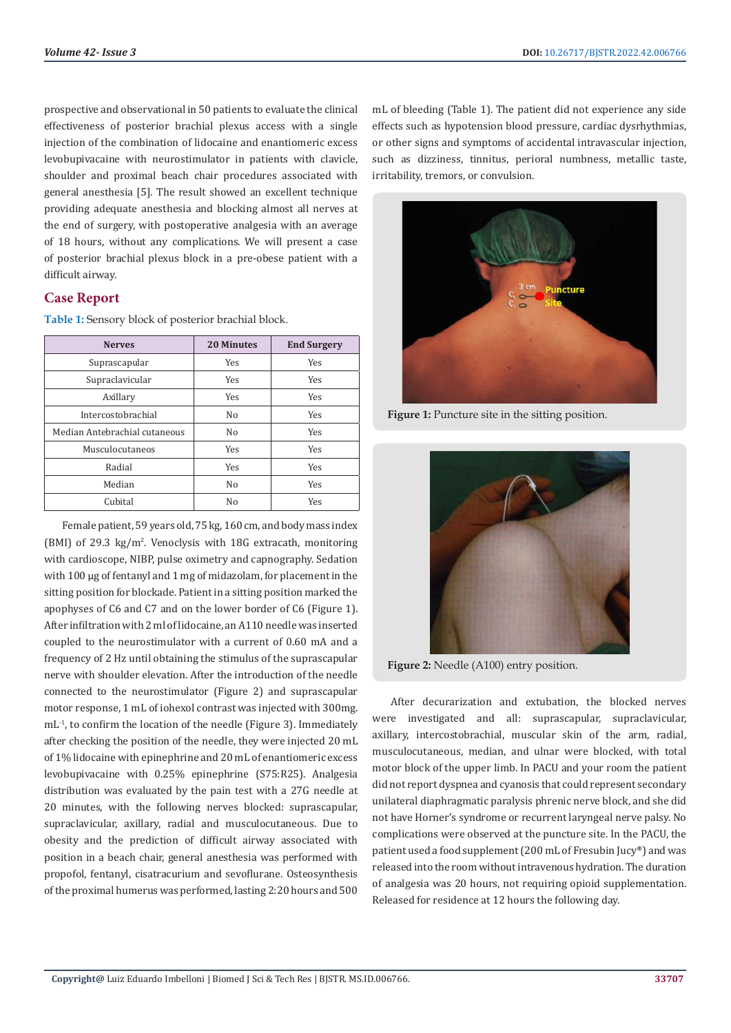prospective and observational in 50 patients to evaluate the clinical effectiveness of posterior brachial plexus access with a single injection of the combination of lidocaine and enantiomeric excess levobupivacaine with neurostimulator in patients with clavicle, shoulder and proximal beach chair procedures associated with general anesthesia [5]. The result showed an excellent technique providing adequate anesthesia and blocking almost all nerves at the end of surgery, with postoperative analgesia with an average of 18 hours, without any complications. We will present a case of posterior brachial plexus block in a pre-obese patient with a difficult airway.

## Case Report

**Table 1:** Sensory block of posterior brachial block.

| Nerves | 20 Minutes | End Surgery |
|---|---|---|
| Suprascapular | Yes | Yes |
| Supraclavicular | Yes | Yes |
| Axillary | Yes | Yes |
| Intercostobrachial | No | Yes |
| Median Antebrachial cutaneous | No | Yes |
| Musculocutaneos | Yes | Yes |
| Radial | Yes | Yes |
| Median | No | Yes |
| Cubital | No | Yes |

Female patient, 59 years old, 75 kg, 160 cm, and body mass index (BMI) of 29.3 kg/m$^2$. Venoclysis with 18G extracath, monitoring with cardioscope, NIBP, pulse oximetry and capnography. Sedation with 100 µg of fentanyl and 1 mg of midazolam, for placement in the sitting position for blockade. Patient in a sitting position marked the apophyses of C6 and C7 and on the lower border of C6 (Figure 1). After infiltration with 2 ml of lidocaine, an A110 needle was inserted coupled to the neurostimulator with a current of 0.60 mA and a frequency of 2 Hz until obtaining the stimulus of the suprascapular nerve with shoulder elevation. After the introduction of the needle connected to the neurostimulator (Figure 2) and suprascapular motor response, 1 mL of iohexol contrast was injected with 300mg. mL$^{-1}$, to confirm the location of the needle (Figure 3). Immediately after checking the position of the needle, they were injected 20 mL of 1% lidocaine with epinephrine and 20 mL of enantiomeric excess levobupivacaine with 0.25% epinephrine (S75:R25). Analgesia distribution was evaluated by the pain test with a 27G needle at 20 minutes, with the following nerves blocked: suprascapular, supraclavicular, axillary, radial and musculocutaneous. Due to obesity and the prediction of difficult airway associated with position in a beach chair, general anesthesia was performed with propofol, fentanyl, cisatracurium and sevoflurane. Osteosynthesis of the proximal humerus was performed, lasting 2:20 hours and 500 mL of bleeding (Table 1). The patient did not experience any side effects such as hypotension blood pressure, cardiac dysrhythmias, or other signs and symptoms of accidental intravascular injection, such as dizziness, tinnitus, perioral numbness, metallic taste, irritability, tremors, or convulsion.

**Figure 1:** Puncture site in the sitting position.

**Figure 2:** Needle (A100) entry position.

After decurarization and extubation, the blocked nerves were investigated and all: suprascapular, supraclavicular, axillary, intercostobrachial, muscular skin of the arm, radial, musculocutaneous, median, and ulnar were blocked, with total motor block of the upper limb. In PACU and your room the patient did not report dyspnea and cyanosis that could represent secondary unilateral diaphragmatic paralysis phrenic nerve block, and she did not have Horner's syndrome or recurrent laryngeal nerve palsy. No complications were observed at the puncture site. In the PACU, the patient used a food supplement (200 mL of Fresubin Jucy®) and was released into the room without intravenous hydration. The duration of analgesia was 20 hours, not requiring opioid supplementation. Released for residence at 12 hours the following day.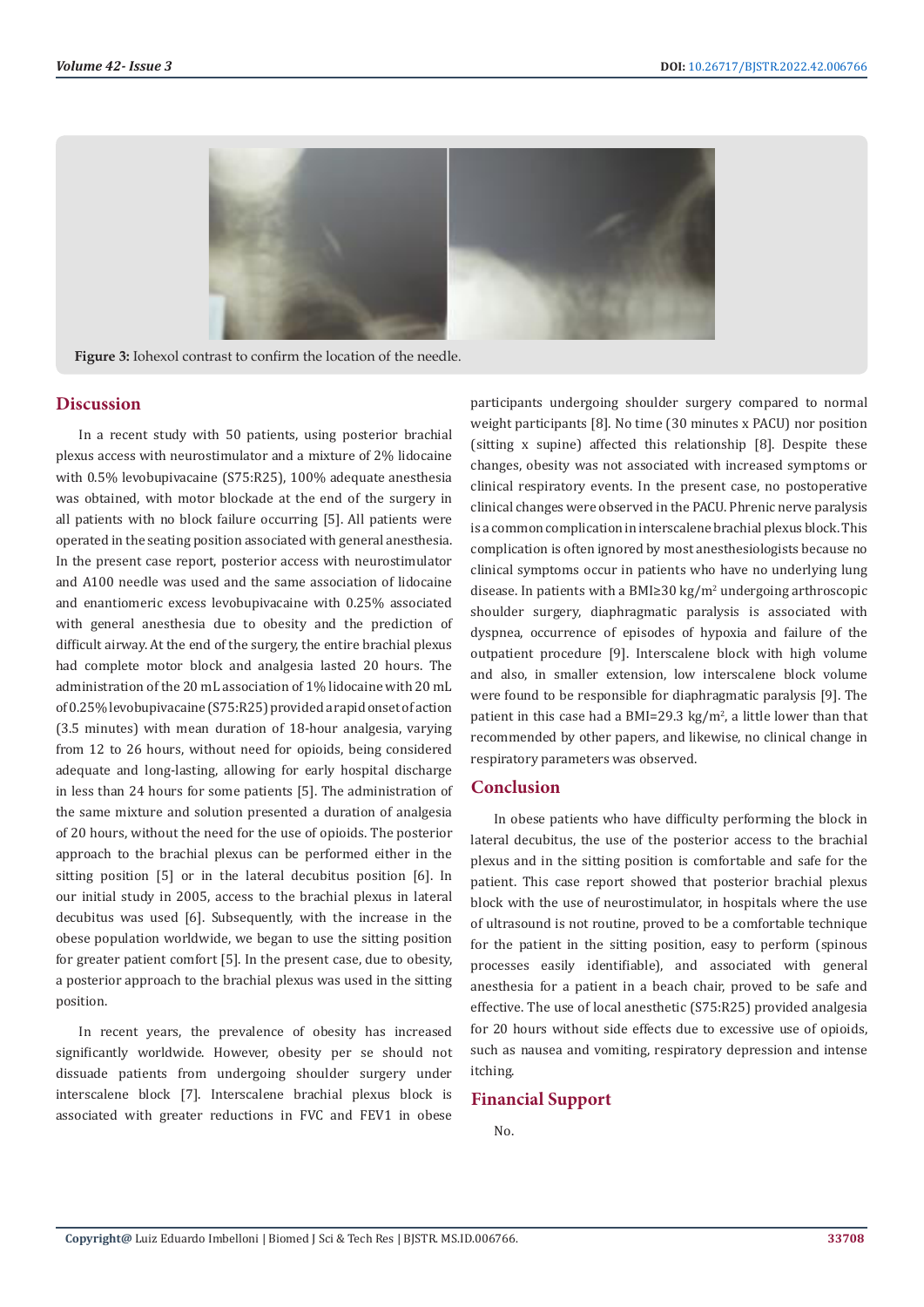Figure 3: Iohexol contrast to confirm the location of the needle.

## Discussion

In a recent study with 50 patients, using posterior brachial plexus access with neurostimulator and a mixture of 2% lidocaine with 0.5% levobupivacaine (S75:R25), 100% adequate anesthesia was obtained, with motor blockade at the end of the surgery in all patients with no block failure occurring [5]. All patients were operated in the seating position associated with general anesthesia. In the present case report, posterior access with neurostimulator and A100 needle was used and the same association of lidocaine and enantiomeric excess levobupivacaine with 0.25% associated with general anesthesia due to obesity and the prediction of difficult airway. At the end of the surgery, the entire brachial plexus had complete motor block and analgesia lasted 20 hours. The administration of the 20 mL association of 1% lidocaine with 20 mL of 0.25% levobupivacaine (S75:R25) provided a rapid onset of action (3.5 minutes) with mean duration of 18-hour analgesia, varying from 12 to 26 hours, without need for opioids, being considered adequate and long-lasting, allowing for early hospital discharge in less than 24 hours for some patients [5]. The administration of the same mixture and solution presented a duration of analgesia of 20 hours, without the need for the use of opioids. The posterior approach to the brachial plexus can be performed either in the sitting position [5] or in the lateral decubitus position [6]. In our initial study in 2005, access to the brachial plexus in lateral decubitus was used [6]. Subsequently, with the increase in the obese population worldwide, we began to use the sitting position for greater patient comfort [5]. In the present case, due to obesity, a posterior approach to the brachial plexus was used in the sitting position.

In recent years, the prevalence of obesity has increased significantly worldwide. However, obesity per se should not dissuade patients from undergoing shoulder surgery under interscalene block [7]. Interscalene brachial plexus block is associated with greater reductions in FVC and FEV1 in obese participants undergoing shoulder surgery compared to normal weight participants [8]. No time (30 minutes x PACU) nor position (sitting x supine) affected this relationship [8]. Despite these changes, obesity was not associated with increased symptoms or clinical respiratory events. In the present case, no postoperative clinical changes were observed in the PACU. Phrenic nerve paralysis is a common complication in interscalene brachial plexus block. This complication is often ignored by most anesthesiologists because no clinical symptoms occur in patients who have no underlying lung disease. In patients with a BMI≥30 kg/m$^2$ undergoing arthroscopic shoulder surgery, diaphragmatic paralysis is associated with dyspnea, occurrence of episodes of hypoxia and failure of the outpatient procedure [9]. Interscalene block with high volume and also, in smaller extension, low interscalene block volume were found to be responsible for diaphragmatic paralysis [9]. The patient in this case had a BMI=29.3 kg/m$^2$, a little lower than that recommended by other papers, and likewise, no clinical change in respiratory parameters was observed.

## Conclusion

In obese patients who have difficulty performing the block in lateral decubitus, the use of the posterior access to the brachial plexus and in the sitting position is comfortable and safe for the patient. This case report showed that posterior brachial plexus block with the use of neurostimulator, in hospitals where the use of ultrasound is not routine, proved to be a comfortable technique for the patient in the sitting position, easy to perform (spinous processes easily identifiable), and associated with general anesthesia for a patient in a beach chair, proved to be safe and effective. The use of local anesthetic (S75:R25) provided analgesia for 20 hours without side effects due to excessive use of opioids, such as nausea and vomiting, respiratory depression and intense itching.

## Financial Support

No.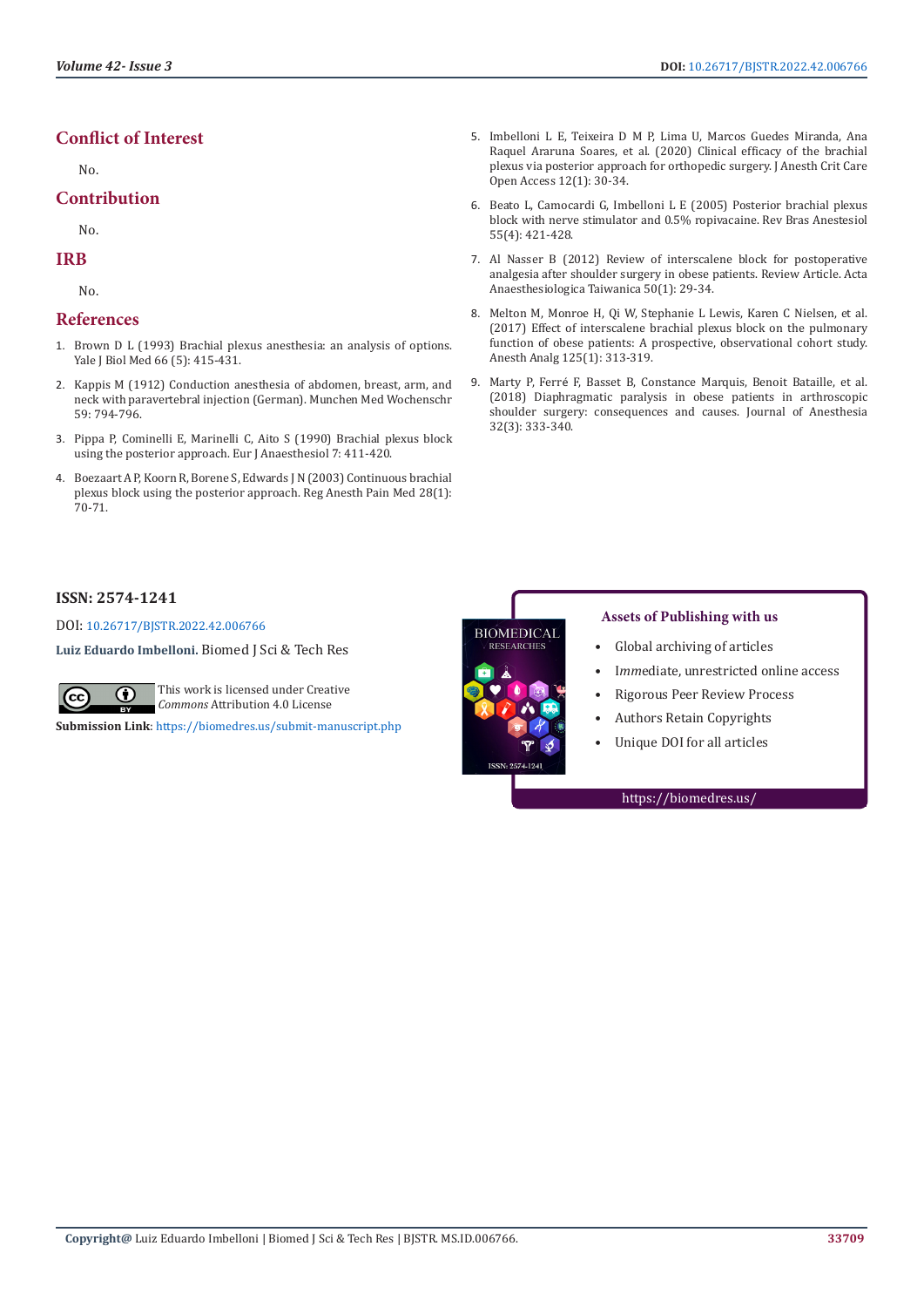## Conflict of Interest

No.

## Contribution

No.

## IRB

No.

## References

1. Brown D L (1993) Brachial plexus anesthesia: an analysis of options. Yale J Biol Med 66 (5): 415-431.
2. Kappis M (1912) Conduction anesthesia of abdomen, breast, arm, and neck with paravertebral injection (German). Munchen Med Wochenschr 59: 794-796.
3. Pippa P, Cominelli E, Marinelli C, Aito S (1990) Brachial plexus block using the posterior approach. Eur J Anaesthesiol 7: 411-420.
4. Boezaart A P, Koorn R, Borene S, Edwards J N (2003) Continuous brachial plexus block using the posterior approach. Reg Anesth Pain Med 28(1): 70-71.
5. Imbelloni L E, Teixeira D M P, Lima U, Marcos Guedes Miranda, Ana Raquel Araruna Soares, et al. (2020) Clinical efficacy of the brachial plexus via posterior approach for orthopedic surgery. J Anesth Crit Care Open Access 12(1): 30-34.
6. Beato L, Camocardi G, Imbelloni L E (2005) Posterior brachial plexus block with nerve stimulator and 0.5% ropivacaine. Rev Bras Anestesiol 55(4): 421-428.
7. Al Nasser B (2012) Review of interscalene block for postoperative analgesia after shoulder surgery in obese patients. Review Article. Acta Anaesthesiologica Taiwanica 50(1): 29-34.
8. Melton M, Monroe H, Qi W, Stephanie L Lewis, Karen C Nielsen, et al. (2017) Effect of interscalene brachial plexus block on the pulmonary function of obese patients: A prospective, observational cohort study. Anesth Analg 125(1): 313-319.
9. Marty P, Ferré F, Basset B, Constance Marquis, Benoit Bataille, et al. (2018) Diaphragmatic paralysis in obese patients in arthroscopic shoulder surgery: consequences and causes. Journal of Anesthesia 32(3): 333-340.

**ISSN: 2574-1241**

DOI: 10.26717/BJSTR.2022.42.006766

**Luiz Eduardo Imbelloni**. Biomed J Sci & Tech Res

This work is licensed under Creative *Commons* Attribution 4.0 License

**Submission Link**: https://biomedres.us/submit-manuscript.php

**Assets of Publishing with us**

- Global archiving of articles
- Immediate, unrestricted online access
- Rigorous Peer Review Process
- Authors Retain Copyrights
- Unique DOI for all articles

https://biomedres.us/